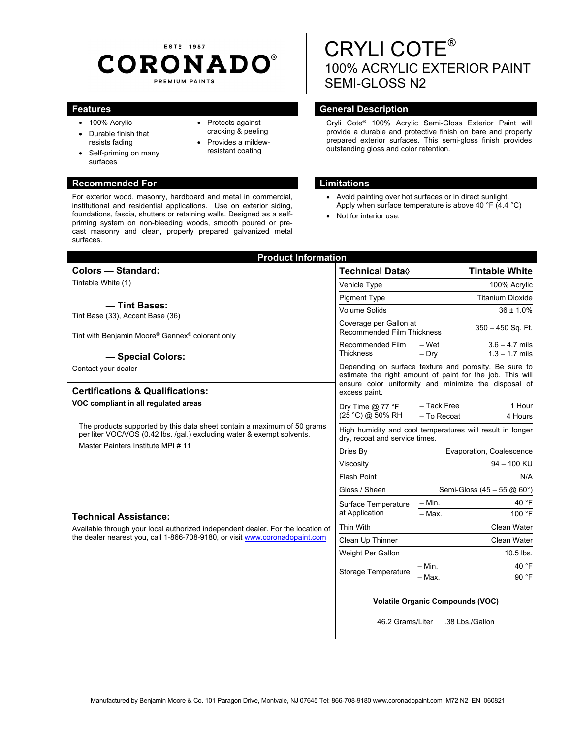ESTᴰ 1957

**CORONADO®**

PREMIUM PAINTS

# CRYLI COTE®

## 100% ACRYLIC EXTERIOR PAINT
## SEMI-GLOSS N2

## Features

- 100% Acrylic
- Durable finish that resists fading
- Self-priming on many surfaces
- Protects against cracking & peeling
- Provides a mildew-resistant coating

## General Description

Cryli Cote® 100% Acrylic Semi-Gloss Exterior Paint will provide a durable and protective finish on bare and properly prepared exterior surfaces. This semi-gloss finish provides outstanding gloss and color retention.

## Recommended For

For exterior wood, masonry, hardboard and metal in commercial, institutional and residential applications. Use on exterior siding, foundations, fascia, shutters or retaining walls. Designed as a self-priming system on non-bleeding woods, smooth poured or pre-cast masonry and clean, properly prepared galvanized metal surfaces.

## Limitations

- Avoid painting over hot surfaces or in direct sunlight. Apply when surface temperature is above 40 °F (4.4 °C)
- Not for interior use.

## Product Information

### Colors — Standard:

Tintable White (1)

### — Tint Bases:

Tint Base (33), Accent Base (36)

Tint with Benjamin Moore® Gennex® colorant only

### — Special Colors:

Contact your dealer

### Certifications & Qualifications:

**VOC compliant in all regulated areas**

The products supported by this data sheet contain a maximum of 50 grams per liter VOC/VOS (0.42 lbs. /gal.) excluding water & exempt solvents.

Master Painters Institute MPI # 11

### Technical Assistance:

Available through your local authorized independent dealer. For the location of the dealer nearest you, call 1-866-708-9180, or visit www.coronadopaint.com

| Technical Data◊ | | Tintable White |
|---|---|---|
| Vehicle Type | | 100% Acrylic |
| Pigment Type | | Titanium Dioxide |
| Volume Solids | | 36 ± 1.0% |
| Coverage per Gallon at Recommended Film Thickness | | 350 – 450 Sq. Ft. |
| Recommended Film Thickness | – Wet | 3.6 – 4.7 mils |
| | – Dry | 1.3 – 1.7 mils |
| Depending on surface texture and porosity. Be sure to estimate the right amount of paint for the job. This will ensure color uniformity and minimize the disposal of excess paint. | | |
| Dry Time @ 77 °F (25 °C) @ 50% RH | – Tack Free | 1 Hour |
| | – To Recoat | 4 Hours |
| High humidity and cool temperatures will result in longer dry, recoat and service times. | | |
| Dries By | | Evaporation, Coalescence |
| Viscosity | | 94 – 100 KU |
| Flash Point | | N/A |
| Gloss / Sheen | | Semi-Gloss (45 – 55 @ 60°) |
| Surface Temperature at Application | – Min. | 40 °F |
| | – Max. | 100 °F |
| Thin With | | Clean Water |
| Clean Up Thinner | | Clean Water |
| Weight Per Gallon | | 10.5 lbs. |
| Storage Temperature | – Min. | 40 °F |
| | – Max. | 90 °F |

**Volatile Organic Compounds (VOC)**

46.2 Grams/Liter .38 Lbs./Gallon

Manufactured by Benjamin Moore & Co. 101 Paragon Drive, Montvale, NJ 07645 Tel: 866-708-9180 www.coronadopaint.com M72 N2 EN 060821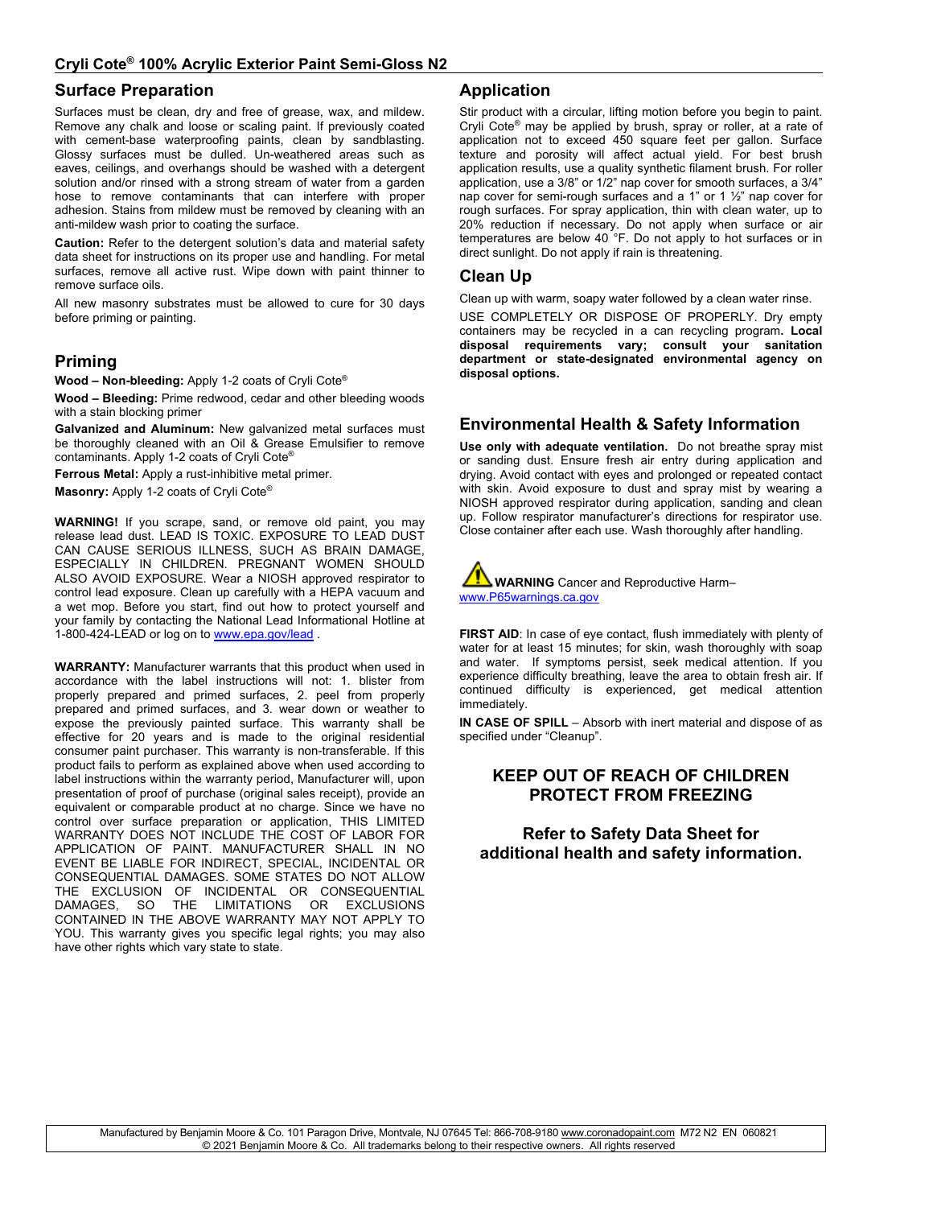## Cryli Cote® 100% Acrylic Exterior Paint Semi-Gloss N2

### Surface Preparation

Surfaces must be clean, dry and free of grease, wax, and mildew. Remove any chalk and loose or scaling paint. If previously coated with cement-base waterproofing paints, clean by sandblasting. Glossy surfaces must be dulled. Un-weathered areas such as eaves, ceilings, and overhangs should be washed with a detergent solution and/or rinsed with a strong stream of water from a garden hose to remove contaminants that can interfere with proper adhesion. Stains from mildew must be removed by cleaning with an anti-mildew wash prior to coating the surface.

**Caution:** Refer to the detergent solution's data and material safety data sheet for instructions on its proper use and handling. For metal surfaces, remove all active rust. Wipe down with paint thinner to remove surface oils.

All new masonry substrates must be allowed to cure for 30 days before priming or painting.

### Priming

**Wood – Non-bleeding:** Apply 1-2 coats of Cryli Cote®

**Wood – Bleeding:** Prime redwood, cedar and other bleeding woods with a stain blocking primer

**Galvanized and Aluminum:** New galvanized metal surfaces must be thoroughly cleaned with an Oil & Grease Emulsifier to remove contaminants. Apply 1-2 coats of Cryli Cote®

**Ferrous Metal:** Apply a rust-inhibitive metal primer.

**Masonry:** Apply 1-2 coats of Cryli Cote®

**WARNING!** If you scrape, sand, or remove old paint, you may release lead dust. LEAD IS TOXIC. EXPOSURE TO LEAD DUST CAN CAUSE SERIOUS ILLNESS, SUCH AS BRAIN DAMAGE, ESPECIALLY IN CHILDREN. PREGNANT WOMEN SHOULD ALSO AVOID EXPOSURE. Wear a NIOSH approved respirator to control lead exposure. Clean up carefully with a HEPA vacuum and a wet mop. Before you start, find out how to protect yourself and your family by contacting the National Lead Informational Hotline at 1-800-424-LEAD or log on to www.epa.gov/lead .

**WARRANTY:** Manufacturer warrants that this product when used in accordance with the label instructions will not: 1. blister from properly prepared and primed surfaces, 2. peel from properly prepared and primed surfaces, and 3. wear down or weather to expose the previously painted surface. This warranty shall be effective for 20 years and is made to the original residential consumer paint purchaser. This warranty is non-transferable. If this product fails to perform as explained above when used according to label instructions within the warranty period, Manufacturer will, upon presentation of proof of purchase (original sales receipt), provide an equivalent or comparable product at no charge. Since we have no control over surface preparation or application, THIS LIMITED WARRANTY DOES NOT INCLUDE THE COST OF LABOR FOR APPLICATION OF PAINT. MANUFACTURER SHALL IN NO EVENT BE LIABLE FOR INDIRECT, SPECIAL, INCIDENTAL OR CONSEQUENTIAL DAMAGES. SOME STATES DO NOT ALLOW THE EXCLUSION OF INCIDENTAL OR CONSEQUENTIAL DAMAGES, SO THE LIMITATIONS OR EXCLUSIONS CONTAINED IN THE ABOVE WARRANTY MAY NOT APPLY TO YOU. This warranty gives you specific legal rights; you may also have other rights which vary state to state.

### Application

Stir product with a circular, lifting motion before you begin to paint. Cryli Cote® may be applied by brush, spray or roller, at a rate of application not to exceed 450 square feet per gallon. Surface texture and porosity will affect actual yield. For best brush application results, use a quality synthetic filament brush. For roller application, use a 3/8" or 1/2" nap cover for smooth surfaces, a 3/4" nap cover for semi-rough surfaces and a 1" or 1 ½" nap cover for rough surfaces. For spray application, thin with clean water, up to 20% reduction if necessary. Do not apply when surface or air temperatures are below 40 °F. Do not apply to hot surfaces or in direct sunlight. Do not apply if rain is threatening.

### Clean Up

Clean up with warm, soapy water followed by a clean water rinse.

USE COMPLETELY OR DISPOSE OF PROPERLY. Dry empty containers may be recycled in a can recycling program. **Local disposal requirements vary; consult your sanitation department or state-designated environmental agency on disposal options.**

### Environmental Health & Safety Information

**Use only with adequate ventilation.** Do not breathe spray mist or sanding dust. Ensure fresh air entry during application and drying. Avoid contact with eyes and prolonged or repeated contact with skin. Avoid exposure to dust and spray mist by wearing a NIOSH approved respirator during application, sanding and clean up. Follow respirator manufacturer's directions for respirator use. Close container after each use. Wash thoroughly after handling.

**WARNING** Cancer and Reproductive Harm– www.P65warnings.ca.gov

**FIRST AID**: In case of eye contact, flush immediately with plenty of water for at least 15 minutes; for skin, wash thoroughly with soap and water. If symptoms persist, seek medical attention. If you experience difficulty breathing, leave the area to obtain fresh air. If continued difficulty is experienced, get medical attention immediately.

**IN CASE OF SPILL** – Absorb with inert material and dispose of as specified under "Cleanup".

**KEEP OUT OF REACH OF CHILDREN**
**PROTECT FROM FREEZING**

**Refer to Safety Data Sheet for additional health and safety information.**

Manufactured by Benjamin Moore & Co. 101 Paragon Drive, Montvale, NJ 07645 Tel: 866-708-9180 www.coronadopaint.com M72 N2 EN 060821
© 2021 Benjamin Moore & Co. All trademarks belong to their respective owners. All rights reserved